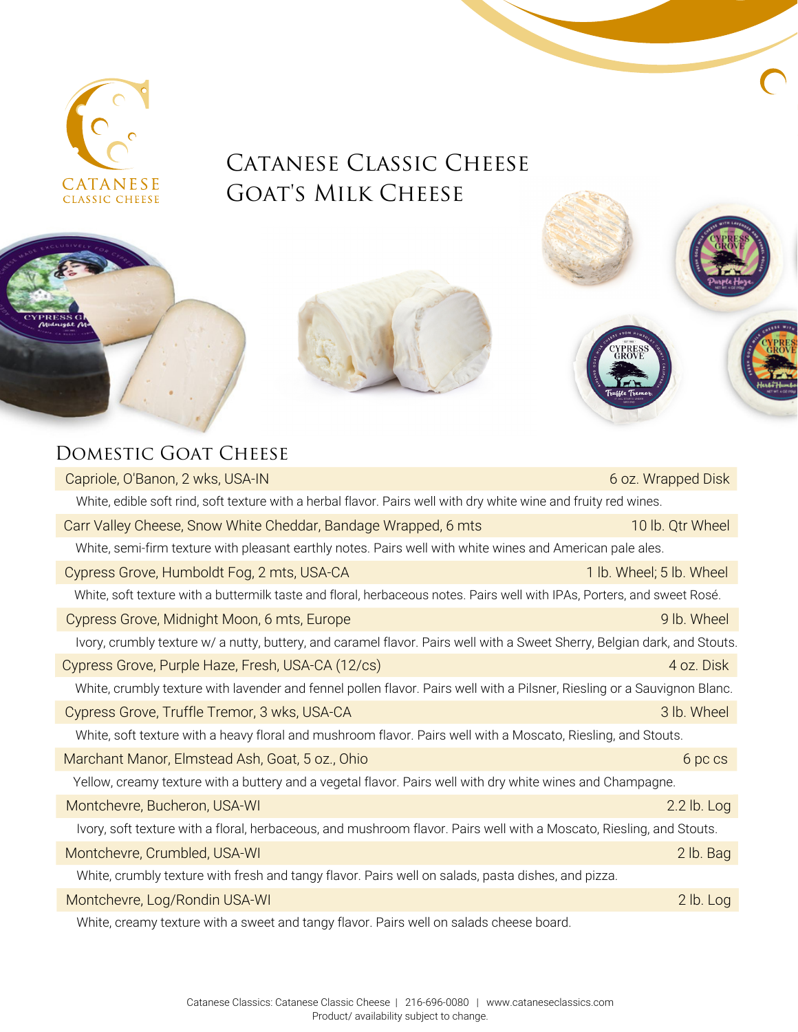CATANESE
CLASSIC CHEESE

# Catanese Classic Cheese Goat's Milk Cheese

## Domestic Goat Cheese

| Product | Size |
|---|---|
| Capriole, O'Banon, 2 wks, USA-IN | 6 oz. Wrapped Disk |

White, edible soft rind, soft texture with a herbal flavor. Pairs well with dry white wine and fruity red wines.

| Product | Size |
|---|---|
| Carr Valley Cheese, Snow White Cheddar, Bandage Wrapped, 6 mts | 10 lb. Qtr Wheel |

White, semi-firm texture with pleasant earthly notes. Pairs well with white wines and American pale ales.

| Product | Size |
|---|---|
| Cypress Grove, Humboldt Fog, 2 mts, USA-CA | 1 lb. Wheel; 5 lb. Wheel |

White, soft texture with a buttermilk taste and floral, herbaceous notes. Pairs well with IPAs, Porters, and sweet Rosé.

| Product | Size |
|---|---|
| Cypress Grove, Midnight Moon, 6 mts, Europe | 9 lb. Wheel |

Ivory, crumbly texture w/ a nutty, buttery, and caramel flavor. Pairs well with a Sweet Sherry, Belgian dark, and Stouts.

| Product | Size |
|---|---|
| Cypress Grove, Purple Haze, Fresh, USA-CA (12/cs) | 4 oz. Disk |

White, crumbly texture with lavender and fennel pollen flavor. Pairs well with a Pilsner, Riesling or a Sauvignon Blanc.

| Product | Size |
|---|---|
| Cypress Grove, Truffle Tremor, 3 wks, USA-CA | 3 lb. Wheel |

White, soft texture with a heavy floral and mushroom flavor. Pairs well with a Moscato, Riesling, and Stouts.

| Product | Size |
|---|---|
| Marchant Manor, Elmstead Ash, Goat, 5 oz., Ohio | 6 pc cs |

Yellow, creamy texture with a buttery and a vegetal flavor. Pairs well with dry white wines and Champagne.

| Product | Size |
|---|---|
| Montchevre, Bucheron, USA-WI | 2.2 lb. Log |

Ivory, soft texture with a floral, herbaceous, and mushroom flavor. Pairs well with a Moscato, Riesling, and Stouts.

| Product | Size |
|---|---|
| Montchevre, Crumbled, USA-WI | 2 lb. Bag |

White, crumbly texture with fresh and tangy flavor. Pairs well on salads, pasta dishes, and pizza.

| Product | Size |
|---|---|
| Montchevre, Log/Rondin USA-WI | 2 lb. Log |

White, creamy texture with a sweet and tangy flavor. Pairs well on salads cheese board.

Catanese Classics: Catanese Classic Cheese | 216-696-0080 | www.cataneseclassics.com
Product/ availability subject to change.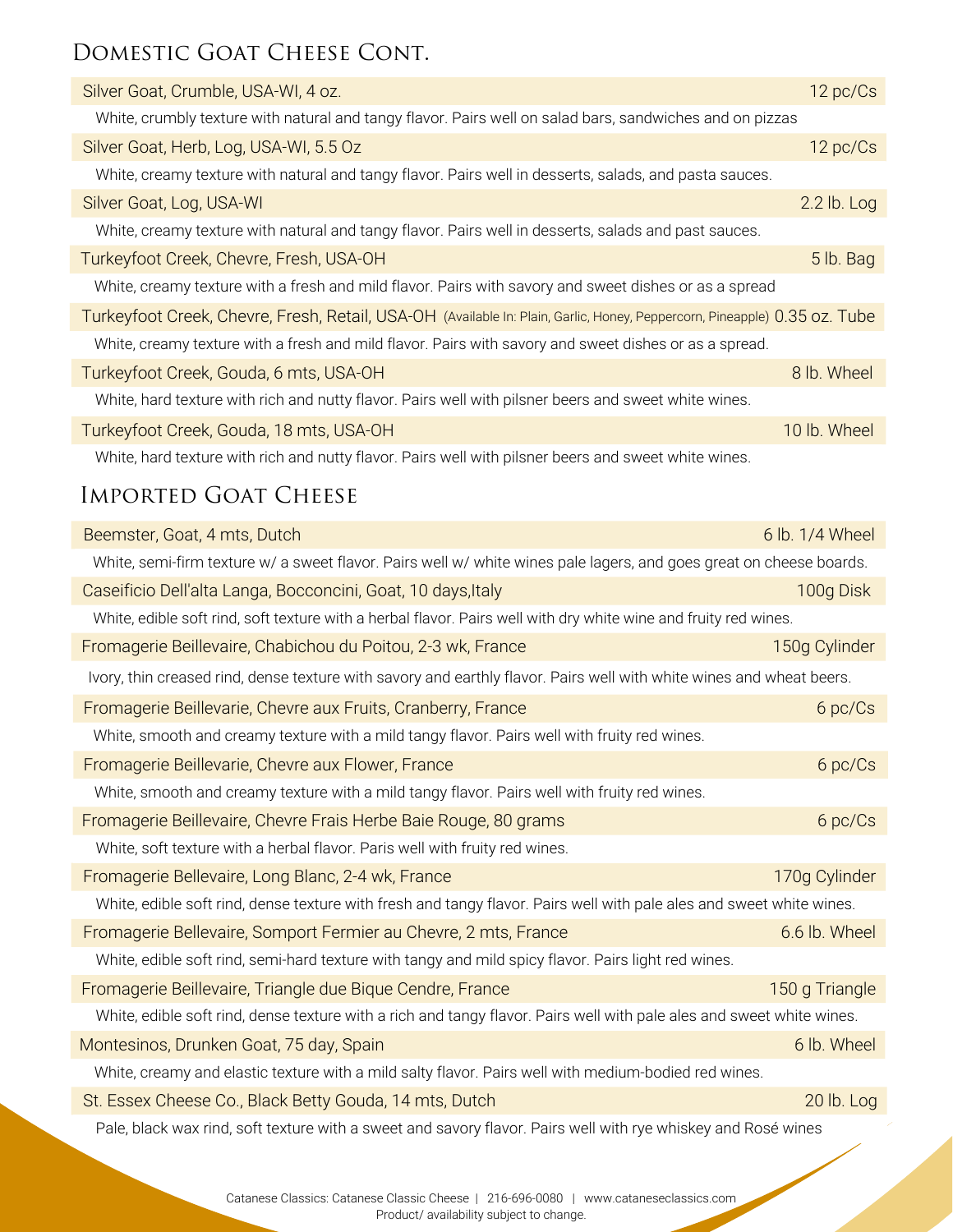## Domestic Goat Cheese Cont.

| | |
|---|---|
| Silver Goat, Crumble, USA-WI, 4 oz. | 12 pc/Cs |
| White, crumbly texture with natural and tangy flavor. Pairs well on salad bars, sandwiches and on pizzas | |
| Silver Goat, Herb, Log, USA-WI, 5.5 Oz | 12 pc/Cs |
| White, creamy texture with natural and tangy flavor. Pairs well in desserts, salads, and pasta sauces. | |
| Silver Goat, Log, USA-WI | 2.2 lb. Log |
| White, creamy texture with natural and tangy flavor. Pairs well in desserts, salads and past sauces. | |
| Turkeyfoot Creek, Chevre, Fresh, USA-OH | 5 lb. Bag |
| White, creamy texture with a fresh and mild flavor. Pairs with savory and sweet dishes or as a spread | |
| Turkeyfoot Creek, Chevre, Fresh, Retail, USA-OH (Available In: Plain, Garlic, Honey, Peppercorn, Pineapple) | 0.35 oz. Tube |
| White, creamy texture with a fresh and mild flavor. Pairs with savory and sweet dishes or as a spread. | |
| Turkeyfoot Creek, Gouda, 6 mts, USA-OH | 8 lb. Wheel |
| White, hard texture with rich and nutty flavor. Pairs well with pilsner beers and sweet white wines. | |
| Turkeyfoot Creek, Gouda, 18 mts, USA-OH | 10 lb. Wheel |
| White, hard texture with rich and nutty flavor. Pairs well with pilsner beers and sweet white wines. | |

## Imported Goat Cheese

| | |
|---|---|
| Beemster, Goat, 4 mts, Dutch | 6 lb. 1/4 Wheel |
| White, semi-firm texture w/ a sweet flavor. Pairs well w/ white wines pale lagers, and goes great on cheese boards. | |
| Caseificio Dell'alta Langa, Bocconcini, Goat, 10 days,Italy | 100g Disk |
| White, edible soft rind, soft texture with a herbal flavor. Pairs well with dry white wine and fruity red wines. | |
| Fromagerie Beillevaire, Chabichou du Poitou, 2-3 wk, France | 150g Cylinder |
| Ivory, thin creased rind, dense texture with savory and earthly flavor. Pairs well with white wines and wheat beers. | |
| Fromagerie Beillevarie, Chevre aux Fruits, Cranberry, France | 6 pc/Cs |
| White, smooth and creamy texture with a mild tangy flavor. Pairs well with fruity red wines. | |
| Fromagerie Beillevarie, Chevre aux Flower, France | 6 pc/Cs |
| White, smooth and creamy texture with a mild tangy flavor. Pairs well with fruity red wines. | |
| Fromagerie Beillevaire, Chevre Frais Herbe Baie Rouge, 80 grams | 6 pc/Cs |
| White, soft texture with a herbal flavor. Paris well with fruity red wines. | |
| Fromagerie Bellevaire, Long Blanc, 2-4 wk, France | 170g Cylinder |
| White, edible soft rind, dense texture with fresh and tangy flavor. Pairs well with pale ales and sweet white wines. | |
| Fromagerie Bellevaire, Somport Fermier au Chevre, 2 mts, France | 6.6 lb. Wheel |
| White, edible soft rind, semi-hard texture with tangy and mild spicy flavor. Pairs light red wines. | |
| Fromagerie Beillevaire, Triangle due Bique Cendre, France | 150 g Triangle |
| White, edible soft rind, dense texture with a rich and tangy flavor. Pairs well with pale ales and sweet white wines. | |
| Montesinos, Drunken Goat, 75 day, Spain | 6 lb. Wheel |
| White, creamy and elastic texture with a mild salty flavor. Pairs well with medium-bodied red wines. | |
| St. Essex Cheese Co., Black Betty Gouda, 14 mts, Dutch | 20 lb. Log |
| Pale, black wax rind, soft texture with a sweet and savory flavor. Pairs well with rye whiskey and Rosé wines | |

Catanese Classics: Catanese Classic Cheese | 216-696-0080 | www.cataneseclassics.com
Product/ availability subject to change.